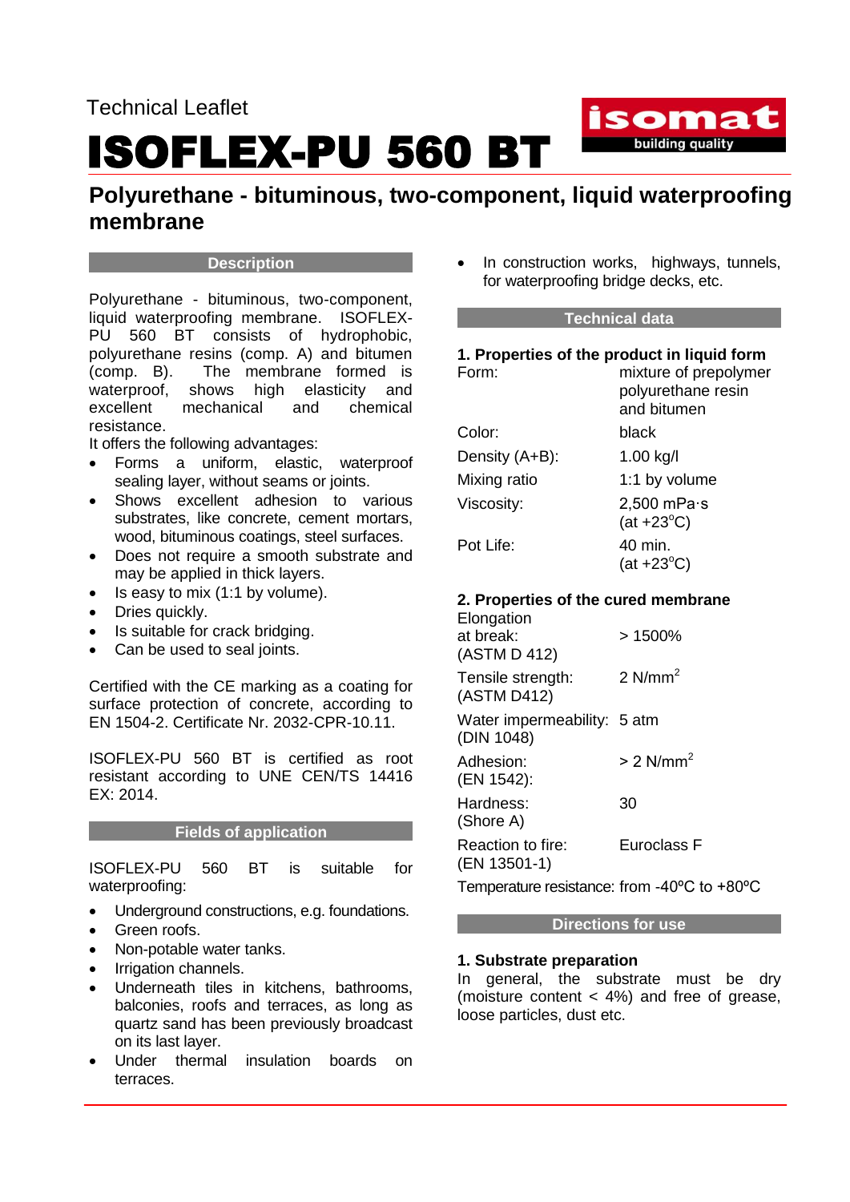Technical Leaflet

# ISOFLEX-PU 560 BT

## Polyurethane - bituminous, two-component, liquid waterproofing membrane

### Description

Polyurethane - bituminous, two-component, liquid waterproofing membrane. ISOFLEX-PU 560 BT consists of hydrophobic, polyurethane resins (comp. A) and bitumen (comp. B). The membrane formed is waterproof, shows high elasticity and excellent mechanical and chemical resistance.

It offers the following advantages:

- Forms a uniform, elastic, waterproof sealing layer, without seams or joints.
- Shows excellent adhesion to various substrates, like concrete, cement mortars, wood, bituminous coatings, steel surfaces.
- Does not require a smooth substrate and may be applied in thick layers.
- Is easy to mix (1:1 by volume).
- Dries quickly.
- Is suitable for crack bridging.
- Can be used to seal joints.

Certified with the CE marking as a coating for surface protection of concrete, according to EN 1504-2. Certificate Nr. 2032-CPR-10.11.

ISOFLEX-PU 560 BT is certified as root resistant according to UNE CEN/TS 14416 EX: 2014.

### Fields of application

ISOFLEX-PU 560 BT is suitable for waterproofing:

- Underground constructions, e.g. foundations.
- Green roofs.
- Non-potable water tanks.
- Irrigation channels.
- Underneath tiles in kitchens, bathrooms, balconies, roofs and terraces, as long as quartz sand has been previously broadcast on its last layer.
- Under thermal insulation boards on terraces.
- In construction works, highways, tunnels, for waterproofing bridge decks, etc.

### Technical data

**1. Properties of the product in liquid form**

| | |
|---|---|
| Form: | mixture of prepolymer polyurethane resin and bitumen |
| Color: | black |
| Density (A+B): | 1.00 kg/l |
| Mixing ratio | 1:1 by volume |
| Viscosity: | 2,500 mPa·s (at +23°C) |
| Pot Life: | 40 min. (at +23°C) |

**2. Properties of the cured membrane**

| | |
|---|---|
| Elongation at break: (ASTM D 412) | > 1500% |
| Tensile strength: (ASTM D412) | 2 N/mm$^2$ |
| Water impermeability: (DIN 1048) | 5 atm |
| Adhesion: (EN 1542): | > 2 N/mm$^2$ |
| Hardness: (Shore A) | 30 |
| Reaction to fire: (EN 13501-1) | Euroclass F |

Temperature resistance: from -40ºC to +80ºC

### Directions for use

**1. Substrate preparation**

In general, the substrate must be dry (moisture content < 4%) and free of grease, loose particles, dust etc.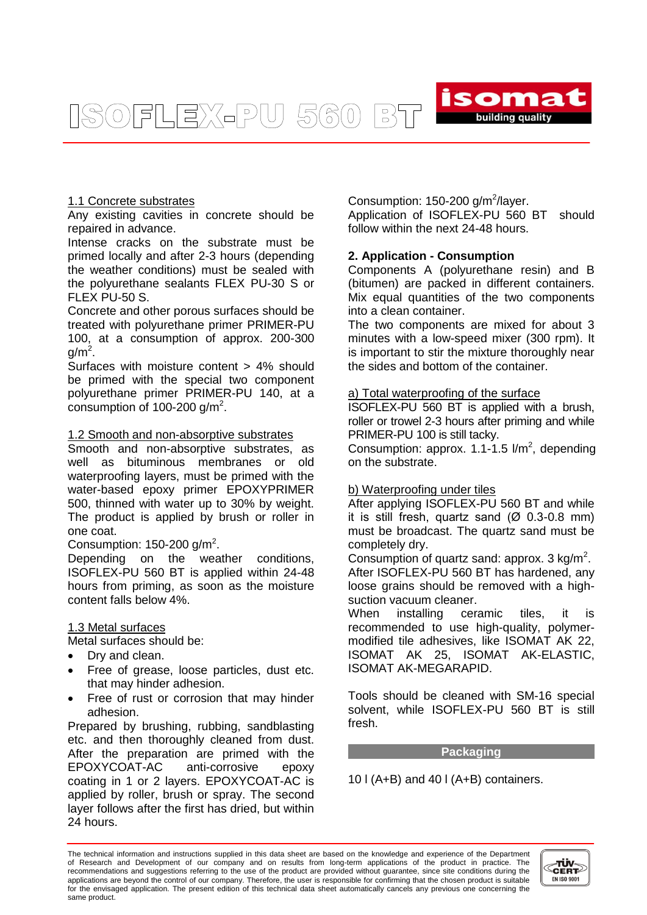#### 1.1 Concrete substrates

Any existing cavities in concrete should be repaired in advance.

Intense cracks on the substrate must be primed locally and after 2-3 hours (depending the weather conditions) must be sealed with the polyurethane sealants FLEX PU-30 S or FLEX PU-50 S.

Concrete and other porous surfaces should be treated with polyurethane primer PRIMER-PU 100, at a consumption of approx. 200-300 g/m$^2$.

Surfaces with moisture content > 4% should be primed with the special two component polyurethane primer PRIMER-PU 140, at a consumption of 100-200 g/m$^2$.

#### 1.2 Smooth and non-absorptive substrates

Smooth and non-absorptive substrates, as well as bituminous membranes or old waterproofing layers, must be primed with the water-based epoxy primer EPOXYPRIMER 500, thinned with water up to 30% by weight. The product is applied by brush or roller in one coat.

Consumption: 150-200 g/m$^2$.

Depending on the weather conditions, ISOFLEX-PU 560 BT is applied within 24-48 hours from priming, as soon as the moisture content falls below 4%.

#### 1.3 Metal surfaces

Metal surfaces should be:

- Dry and clean.
- Free of grease, loose particles, dust etc. that may hinder adhesion.
- Free of rust or corrosion that may hinder adhesion.

Prepared by brushing, rubbing, sandblasting etc. and then thoroughly cleaned from dust. After the preparation are primed with the EPOXYCOAT-AC anti-corrosive epoxy coating in 1 or 2 layers. EPOXYCOAT-AC is applied by roller, brush or spray. The second layer follows after the first has dried, but within 24 hours.

Consumption: 150-200 g/m$^2$/layer.

Application of ISOFLEX-PU 560 BT should follow within the next 24-48 hours.

### 2. Application - Consumption

Components A (polyurethane resin) and B (bitumen) are packed in different containers. Mix equal quantities of the two components into a clean container.

The two components are mixed for about 3 minutes with a low-speed mixer (300 rpm). It is important to stir the mixture thoroughly near the sides and bottom of the container.

#### a) Total waterproofing of the surface

ISOFLEX-PU 560 BT is applied with a brush, roller or trowel 2-3 hours after priming and while PRIMER-PU 100 is still tacky.

Consumption: approx. 1.1-1.5 l/m$^2$, depending on the substrate.

#### b) Waterproofing under tiles

After applying ISOFLEX-PU 560 BT and while it is still fresh, quartz sand (Ø 0.3-0.8 mm) must be broadcast. The quartz sand must be completely dry.

Consumption of quartz sand: approx. 3 kg/m$^2$.

After ISOFLEX-PU 560 BT has hardened, any loose grains should be removed with a high-suction vacuum cleaner.

When installing ceramic tiles, it is recommended to use high-quality, polymer-modified tile adhesives, like ISOMAT AK 22, ISOMAT AK 25, ISOMAT AK-ELASTIC, ISOMAT AK-MEGARAPID.

Tools should be cleaned with SM-16 special solvent, while ISOFLEX-PU 560 BT is still fresh.

### Packaging

10 l (A+B) and 40 l (A+B) containers.

The technical information and instructions supplied in this data sheet are based on the knowledge and experience of the Department of Research and Development of our company and on results from long-term applications of the product in practice. The recommendations and suggestions referring to the use of the product are provided without guarantee, since site conditions during the applications are beyond the control of our company. Therefore, the user is responsible for confirming that the chosen product is suitable for the envisaged application. The present edition of this technical data sheet automatically cancels any previous one concerning the same product.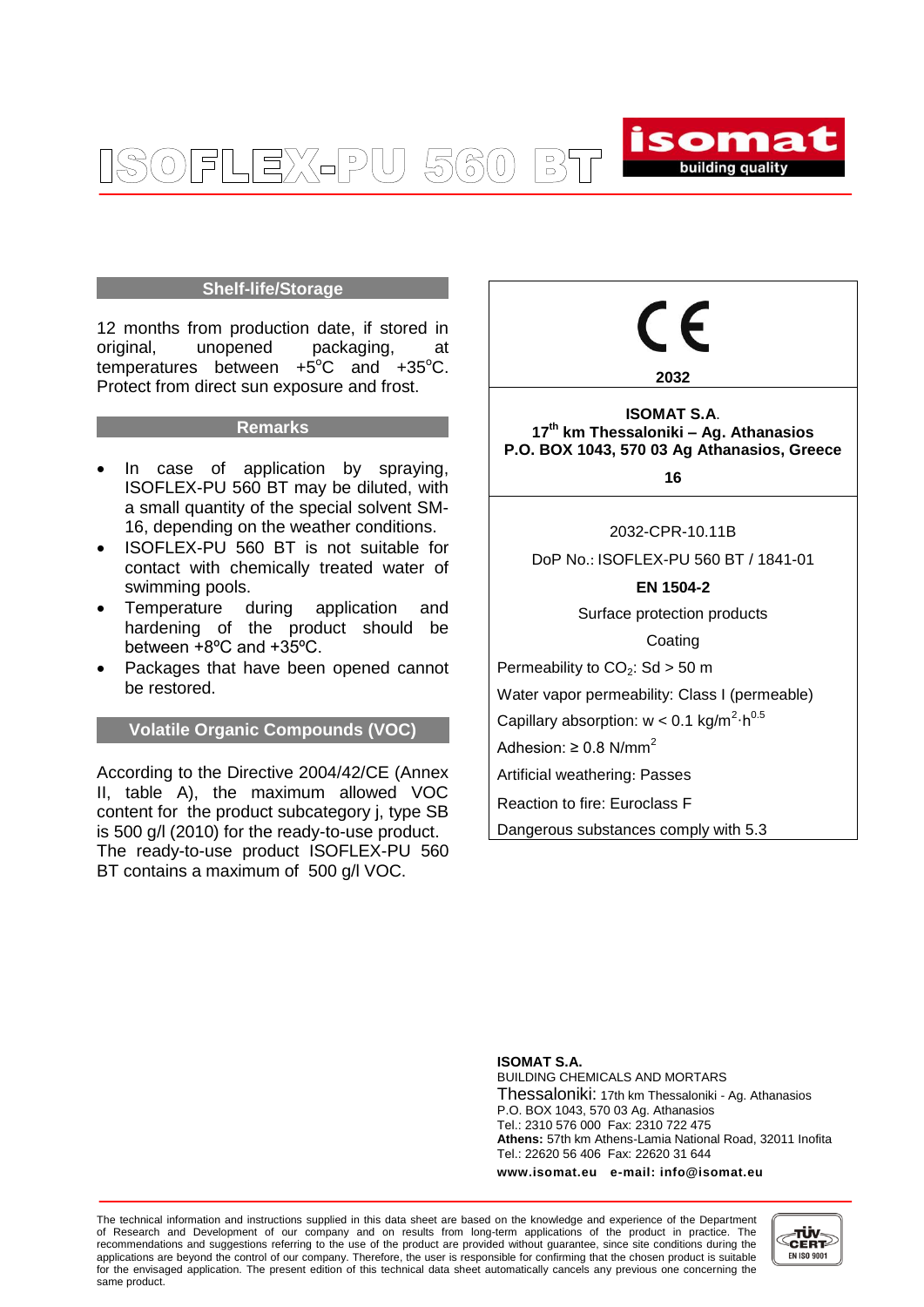## Shelf-life/Storage

12 months from production date, if stored in original, unopened packaging, at temperatures between +5°C and +35°C. Protect from direct sun exposure and frost.

## Remarks

- In case of application by spraying, ISOFLEX-PU 560 BT may be diluted, with a small quantity of the special solvent SM-16, depending on the weather conditions.
- ISOFLEX-PU 560 BT is not suitable for contact with chemically treated water of swimming pools.
- Temperature during application and hardening of the product should be between +8ºC and +35ºC.
- Packages that have been opened cannot be restored.

## Volatile Organic Compounds (VOC)

According to the Directive 2004/42/CE (Annex II, table A), the maximum allowed VOC content for the product subcategory j, type SB is 500 g/l (2010) for the ready-to-use product. The ready-to-use product ISOFLEX-PU 560 BT contains a maximum of 500 g/l VOC.

---

CE

**2032**

**ISOMAT S.A.**
**17th km Thessaloniki – Ag. Athanasios**
**P.O. BOX 1043, 570 03 Ag Athanasios, Greece**

**16**

2032-CPR-10.11B

DoP No.: ISOFLEX-PU 560 BT / 1841-01

**EN 1504-2**

Surface protection products

Coating

Permeability to $CO_2$: Sd > 50 m

Water vapor permeability: Class I (permeable)

Capillary absorption: w < 0.1 $kg/m^2 \cdot h^{0.5}$

Adhesion: ≥ 0.8 $N/mm^2$

Artificial weathering: Passes

Reaction to fire: Euroclass F

Dangerous substances comply with 5.3

---

**ISOMAT S.A.**
BUILDING CHEMICALS AND MORTARS
Thessaloniki: 17th km Thessaloniki - Ag. Athanasios
P.O. BOX 1043, 570 03 Ag. Athanasios
Tel.: 2310 576 000 Fax: 2310 722 475
**Athens:** 57th km Athens-Lamia National Road, 32011 Inofita
Tel.: 22620 56 406 Fax: 22620 31 644
**www.isomat.eu e-mail: info@isomat.eu**

The technical information and instructions supplied in this data sheet are based on the knowledge and experience of the Department of Research and Development of our company and on results from long-term applications of the product in practice. The recommendations and suggestions referring to the use of the product are provided without guarantee, since site conditions during the applications are beyond the control of our company. Therefore, the user is responsible for confirming that the chosen product is suitable for the envisaged application. The present edition of this technical data sheet automatically cancels any previous one concerning the same product.